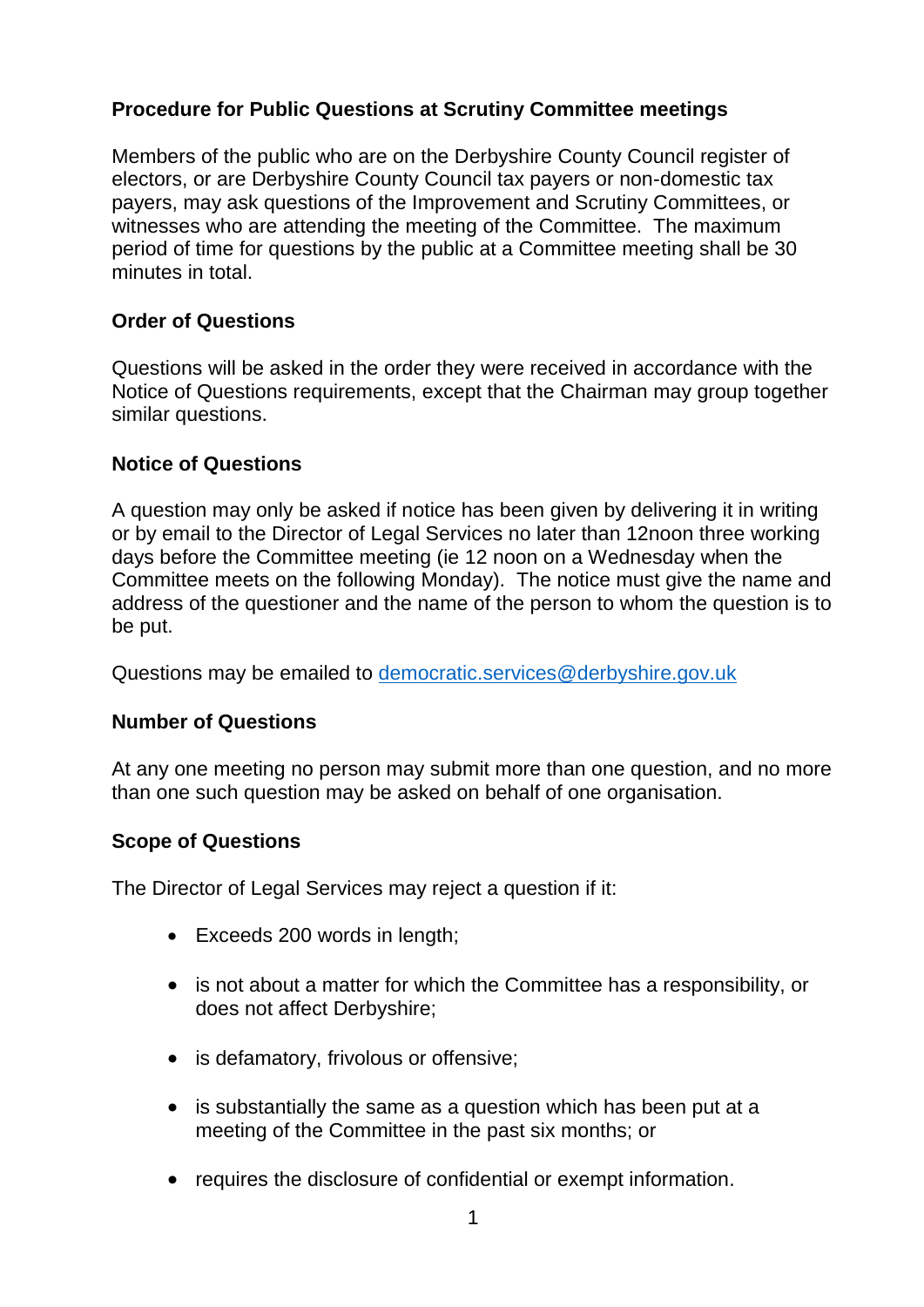## Procedure for Public Questions at Scrutiny Committee meetings

Members of the public who are on the Derbyshire County Council register of electors, or are Derbyshire County Council tax payers or non-domestic tax payers, may ask questions of the Improvement and Scrutiny Committees, or witnesses who are attending the meeting of the Committee. The maximum period of time for questions by the public at a Committee meeting shall be 30 minutes in total.

### Order of Questions

Questions will be asked in the order they were received in accordance with the Notice of Questions requirements, except that the Chairman may group together similar questions.

### Notice of Questions

A question may only be asked if notice has been given by delivering it in writing or by email to the Director of Legal Services no later than 12noon three working days before the Committee meeting (ie 12 noon on a Wednesday when the Committee meets on the following Monday). The notice must give the name and address of the questioner and the name of the person to whom the question is to be put.

Questions may be emailed to democratic.services@derbyshire.gov.uk

### Number of Questions

At any one meeting no person may submit more than one question, and no more than one such question may be asked on behalf of one organisation.

### Scope of Questions

The Director of Legal Services may reject a question if it:

- Exceeds 200 words in length;
- is not about a matter for which the Committee has a responsibility, or does not affect Derbyshire;
- is defamatory, frivolous or offensive;
- is substantially the same as a question which has been put at a meeting of the Committee in the past six months; or
- requires the disclosure of confidential or exempt information.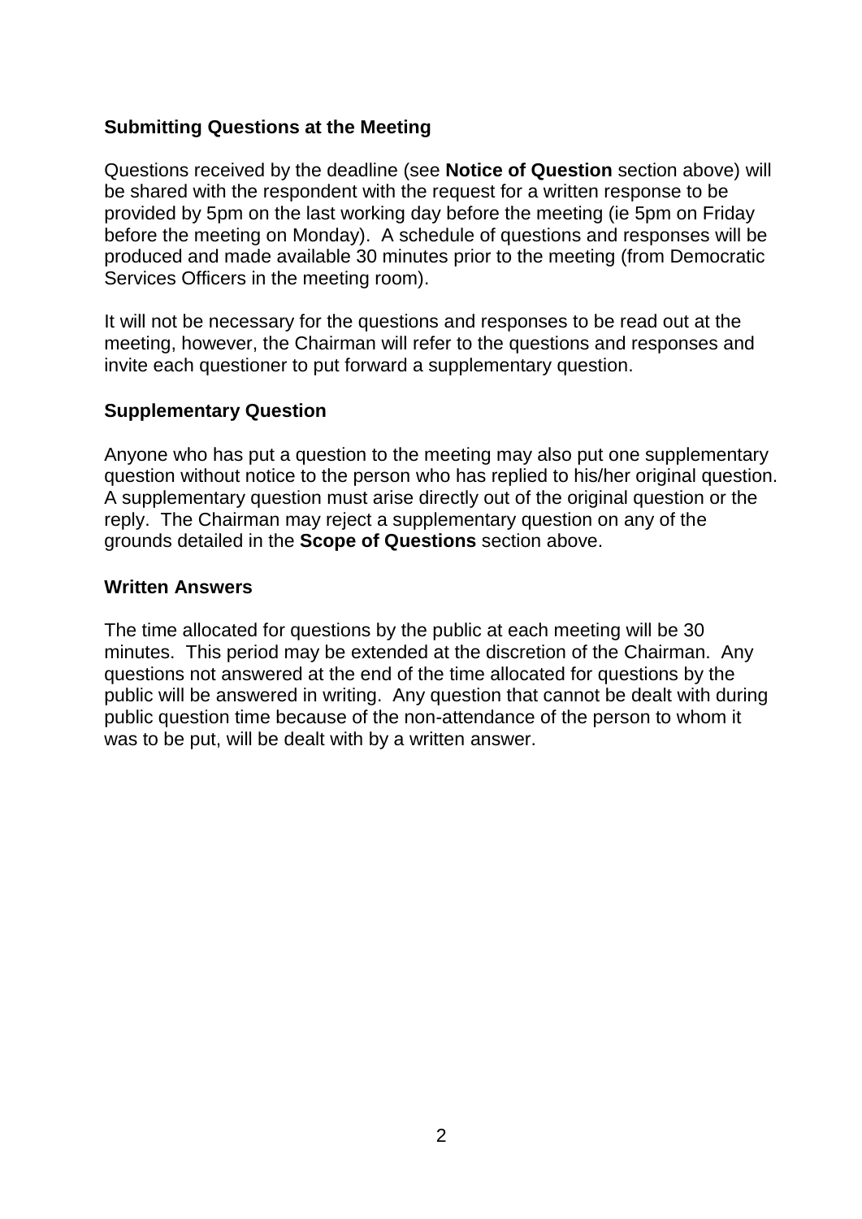### Submitting Questions at the Meeting

Questions received by the deadline (see **Notice of Question** section above) will be shared with the respondent with the request for a written response to be provided by 5pm on the last working day before the meeting (ie 5pm on Friday before the meeting on Monday). A schedule of questions and responses will be produced and made available 30 minutes prior to the meeting (from Democratic Services Officers in the meeting room).

It will not be necessary for the questions and responses to be read out at the meeting, however, the Chairman will refer to the questions and responses and invite each questioner to put forward a supplementary question.

### Supplementary Question

Anyone who has put a question to the meeting may also put one supplementary question without notice to the person who has replied to his/her original question. A supplementary question must arise directly out of the original question or the reply. The Chairman may reject a supplementary question on any of the grounds detailed in the **Scope of Questions** section above.

### Written Answers

The time allocated for questions by the public at each meeting will be 30 minutes. This period may be extended at the discretion of the Chairman. Any questions not answered at the end of the time allocated for questions by the public will be answered in writing. Any question that cannot be dealt with during public question time because of the non-attendance of the person to whom it was to be put, will be dealt with by a written answer.